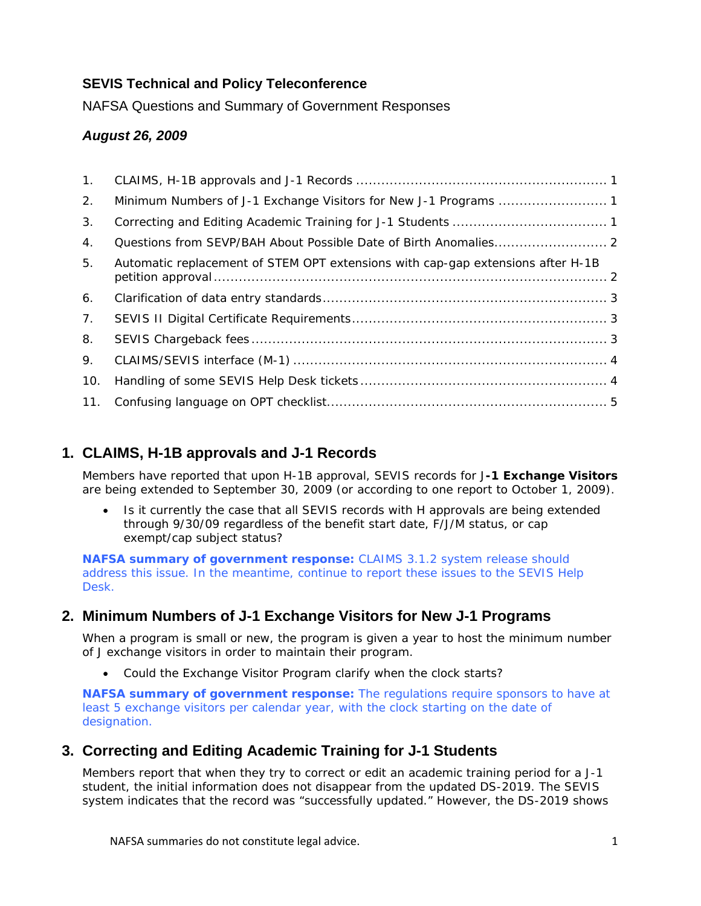**SEVIS Technical and Policy Teleconference**

NAFSA Questions and Summary of Government Responses

***August 26, 2009***

1. CLAIMS, H-1B approvals and J-1 Records ........................................................ 1
2. Minimum Numbers of J-1 Exchange Visitors for New J-1 Programs ........................ 1
3. Correcting and Editing Academic Training for J-1 Students .................................. 1
4. Questions from SEVP/BAH About Possible Date of Birth Anomalies........................ 2
5. Automatic replacement of STEM OPT extensions with cap-gap extensions after H-1B petition approval ........................................................................................ 2
6. Clarification of data entry standards............................................................... 3
7. SEVIS II Digital Certificate Requirements......................................................... 3
8. SEVIS Chargeback fees ................................................................................ 3
9. CLAIMS/SEVIS interface (M-1) ...................................................................... 4
10. Handling of some SEVIS Help Desk tickets ...................................................... 4
11. Confusing language on OPT checklist.............................................................. 5

## 1. CLAIMS, H-1B approvals and J-1 Records

Members have reported that upon H-1B approval, SEVIS records for J**-1 Exchange Visitors** are being extended to September 30, 2009 (or according to one report to October 1, 2009).

- Is it currently the case that all SEVIS records with H approvals are being extended through 9/30/09 regardless of the benefit start date, F/J/M status, or cap exempt/cap subject status?

**NAFSA summary of government response:** CLAIMS 3.1.2 system release should address this issue. In the meantime, continue to report these issues to the SEVIS Help Desk.

## 2. Minimum Numbers of J-1 Exchange Visitors for New J-1 Programs

When a program is small or new, the program is given a year to host the minimum number of J exchange visitors in order to maintain their program.

- Could the Exchange Visitor Program clarify when the clock starts?

**NAFSA summary of government response:** The regulations require sponsors to have at least 5 exchange visitors per calendar year, with the clock starting on the date of designation.

## 3. Correcting and Editing Academic Training for J-1 Students

Members report that when they try to correct or edit an academic training period for a J-1 student, the initial information does not disappear from the updated DS-2019. The SEVIS system indicates that the record was "successfully updated." However, the DS-2019 shows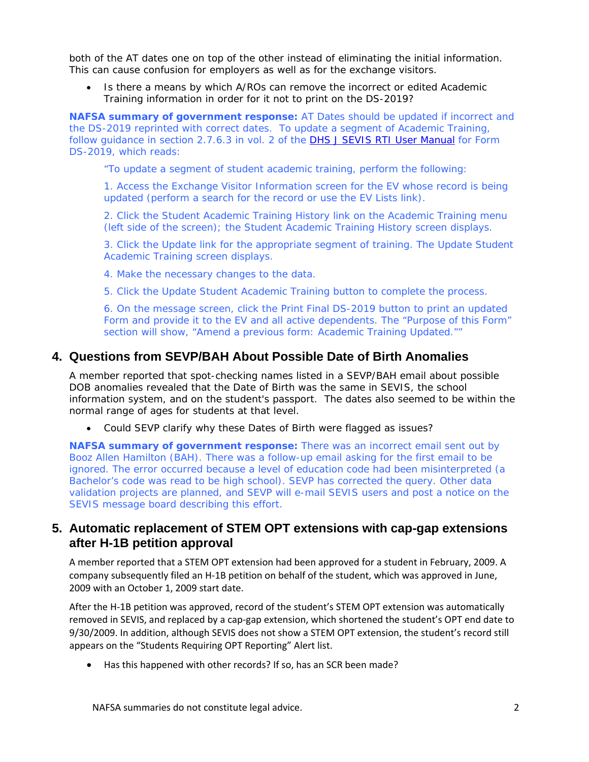both of the AT dates one on top of the other instead of eliminating the initial information. This can cause confusion for employers as well as for the exchange visitors.

- Is there a means by which A/ROs can remove the incorrect or edited Academic Training information in order for it not to print on the DS-2019?

**NAFSA summary of government response:** AT Dates should be updated if incorrect and the DS-2019 reprinted with correct dates. To update a segment of Academic Training, follow guidance in section 2.7.6.3 in vol. 2 of the DHS J SEVIS RTI User Manual for Form DS-2019, which reads:

> "To update a segment of student academic training, perform the following:
>
> 1. Access the Exchange Visitor Information screen for the EV whose record is being updated (perform a search for the record or use the EV Lists link).
>
> 2. Click the Student Academic Training History link on the Academic Training menu (left side of the screen); the Student Academic Training History screen displays.
>
> 3. Click the Update link for the appropriate segment of training. The Update Student Academic Training screen displays.
>
> 4. Make the necessary changes to the data.
>
> 5. Click the Update Student Academic Training button to complete the process.
>
> 6. On the message screen, click the Print Final DS-2019 button to print an updated Form and provide it to the EV and all active dependents. The "Purpose of this Form" section will show, "Amend a previous form: Academic Training Updated.""

## 4. Questions from SEVP/BAH About Possible Date of Birth Anomalies

A member reported that spot-checking names listed in a SEVP/BAH email about possible DOB anomalies revealed that the Date of Birth was the same in SEVIS, the school information system, and on the student's passport. The dates also seemed to be within the normal range of ages for students at that level.

- Could SEVP clarify why these Dates of Birth were flagged as issues?

**NAFSA summary of government response:** There was an incorrect email sent out by Booz Allen Hamilton (BAH). There was a follow-up email asking for the first email to be ignored. The error occurred because a level of education code had been misinterpreted (a Bachelor's code was read to be high school). SEVP has corrected the query. Other data validation projects are planned, and SEVP will e-mail SEVIS users and post a notice on the SEVIS message board describing this effort.

## 5. Automatic replacement of STEM OPT extensions with cap-gap extensions after H-1B petition approval

A member reported that a STEM OPT extension had been approved for a student in February, 2009. A company subsequently filed an H-1B petition on behalf of the student, which was approved in June, 2009 with an October 1, 2009 start date.

After the H-1B petition was approved, record of the student's STEM OPT extension was automatically removed in SEVIS, and replaced by a cap-gap extension, which shortened the student's OPT end date to 9/30/2009. In addition, although SEVIS does not show a STEM OPT extension, the student's record still appears on the "Students Requiring OPT Reporting" Alert list.

- Has this happened with other records? If so, has an SCR been made?

NAFSA summaries do not constitute legal advice.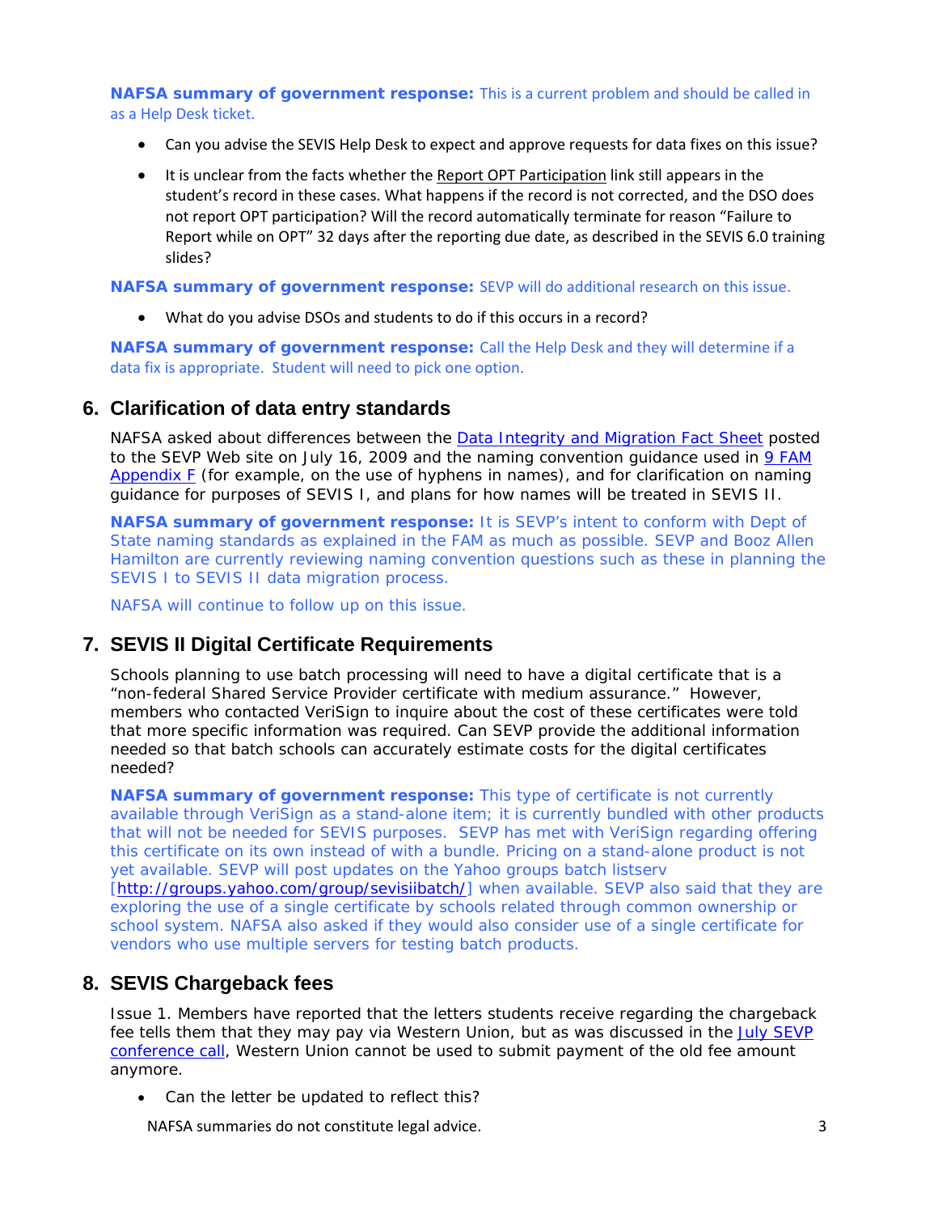**NAFSA summary of government response:** This is a current problem and should be called in as a Help Desk ticket.

- Can you advise the SEVIS Help Desk to expect and approve requests for data fixes on this issue?
- It is unclear from the facts whether the Report OPT Participation link still appears in the student's record in these cases. What happens if the record is not corrected, and the DSO does not report OPT participation? Will the record automatically terminate for reason "Failure to Report while on OPT" 32 days after the reporting due date, as described in the SEVIS 6.0 training slides?

**NAFSA summary of government response:** SEVP will do additional research on this issue.

- What do you advise DSOs and students to do if this occurs in a record?

**NAFSA summary of government response:** Call the Help Desk and they will determine if a data fix is appropriate. Student will need to pick one option.

## 6. Clarification of data entry standards

NAFSA asked about differences between the Data Integrity and Migration Fact Sheet posted to the SEVP Web site on July 16, 2009 and the naming convention guidance used in 9 FAM Appendix F (for example, on the use of hyphens in names), and for clarification on naming guidance for purposes of SEVIS I, and plans for how names will be treated in SEVIS II.

**NAFSA summary of government response:** It is SEVP's intent to conform with Dept of State naming standards as explained in the FAM as much as possible. SEVP and Booz Allen Hamilton are currently reviewing naming convention questions such as these in planning the SEVIS I to SEVIS II data migration process.

NAFSA will continue to follow up on this issue.

## 7. SEVIS II Digital Certificate Requirements

Schools planning to use batch processing will need to have a digital certificate that is a "non-federal Shared Service Provider certificate with medium assurance." However, members who contacted VeriSign to inquire about the cost of these certificates were told that more specific information was required. Can SEVP provide the additional information needed so that batch schools can accurately estimate costs for the digital certificates needed?

**NAFSA summary of government response:** This type of certificate is not currently available through VeriSign as a stand-alone item; it is currently bundled with other products that will not be needed for SEVIS purposes. SEVP has met with VeriSign regarding offering this certificate on its own instead of with a bundle. Pricing on a stand-alone product is not yet available. SEVP will post updates on the Yahoo groups batch listserv [http://groups.yahoo.com/group/sevisiibatch/] when available. SEVP also said that they are exploring the use of a single certificate by schools related through common ownership or school system. NAFSA also asked if they would also consider use of a single certificate for vendors who use multiple servers for testing batch products.

## 8. SEVIS Chargeback fees

Issue 1. Members have reported that the letters students receive regarding the chargeback fee tells them that they may pay via Western Union, but as was discussed in the July SEVP conference call, Western Union cannot be used to submit payment of the old fee amount anymore.

- Can the letter be updated to reflect this?

NAFSA summaries do not constitute legal advice.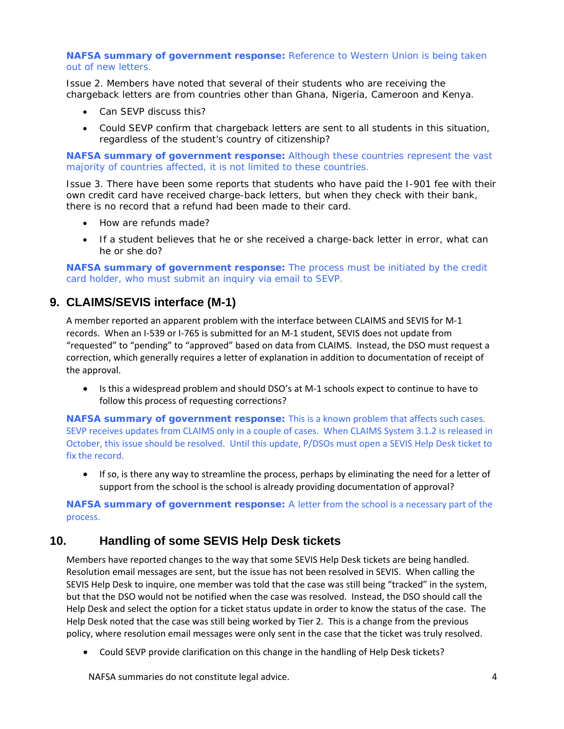**NAFSA summary of government response:** Reference to Western Union is being taken out of new letters.

Issue 2. Members have noted that several of their students who are receiving the chargeback letters are from countries other than Ghana, Nigeria, Cameroon and Kenya.

- Can SEVP discuss this?
- Could SEVP confirm that chargeback letters are sent to all students in this situation, regardless of the student's country of citizenship?

**NAFSA summary of government response:** Although these countries represent the vast majority of countries affected, it is not limited to these countries.

Issue 3. There have been some reports that students who have paid the I-901 fee with their own credit card have received charge-back letters, but when they check with their bank, there is no record that a refund had been made to their card.

- How are refunds made?
- If a student believes that he or she received a charge-back letter in error, what can he or she do?

**NAFSA summary of government response:** The process must be initiated by the credit card holder, who must submit an inquiry via email to SEVP.

## 9. CLAIMS/SEVIS interface (M-1)

A member reported an apparent problem with the interface between CLAIMS and SEVIS for M-1 records. When an I-539 or I-765 is submitted for an M-1 student, SEVIS does not update from "requested" to "pending" to "approved" based on data from CLAIMS. Instead, the DSO must request a correction, which generally requires a letter of explanation in addition to documentation of receipt of the approval.

- Is this a widespread problem and should DSO's at M-1 schools expect to continue to have to follow this process of requesting corrections?

**NAFSA summary of government response:** This is a known problem that affects such cases. SEVP receives updates from CLAIMS only in a couple of cases. When CLAIMS System 3.1.2 is released in October, this issue should be resolved. Until this update, P/DSOs must open a SEVIS Help Desk ticket to fix the record.

- If so, is there any way to streamline the process, perhaps by eliminating the need for a letter of support from the school is the school is already providing documentation of approval?

**NAFSA summary of government response:** A letter from the school is a necessary part of the process.

## 10. Handling of some SEVIS Help Desk tickets

Members have reported changes to the way that some SEVIS Help Desk tickets are being handled. Resolution email messages are sent, but the issue has not been resolved in SEVIS. When calling the SEVIS Help Desk to inquire, one member was told that the case was still being "tracked" in the system, but that the DSO would not be notified when the case was resolved. Instead, the DSO should call the Help Desk and select the option for a ticket status update in order to know the status of the case. The Help Desk noted that the case was still being worked by Tier 2. This is a change from the previous policy, where resolution email messages were only sent in the case that the ticket was truly resolved.

- Could SEVP provide clarification on this change in the handling of Help Desk tickets?

NAFSA summaries do not constitute legal advice.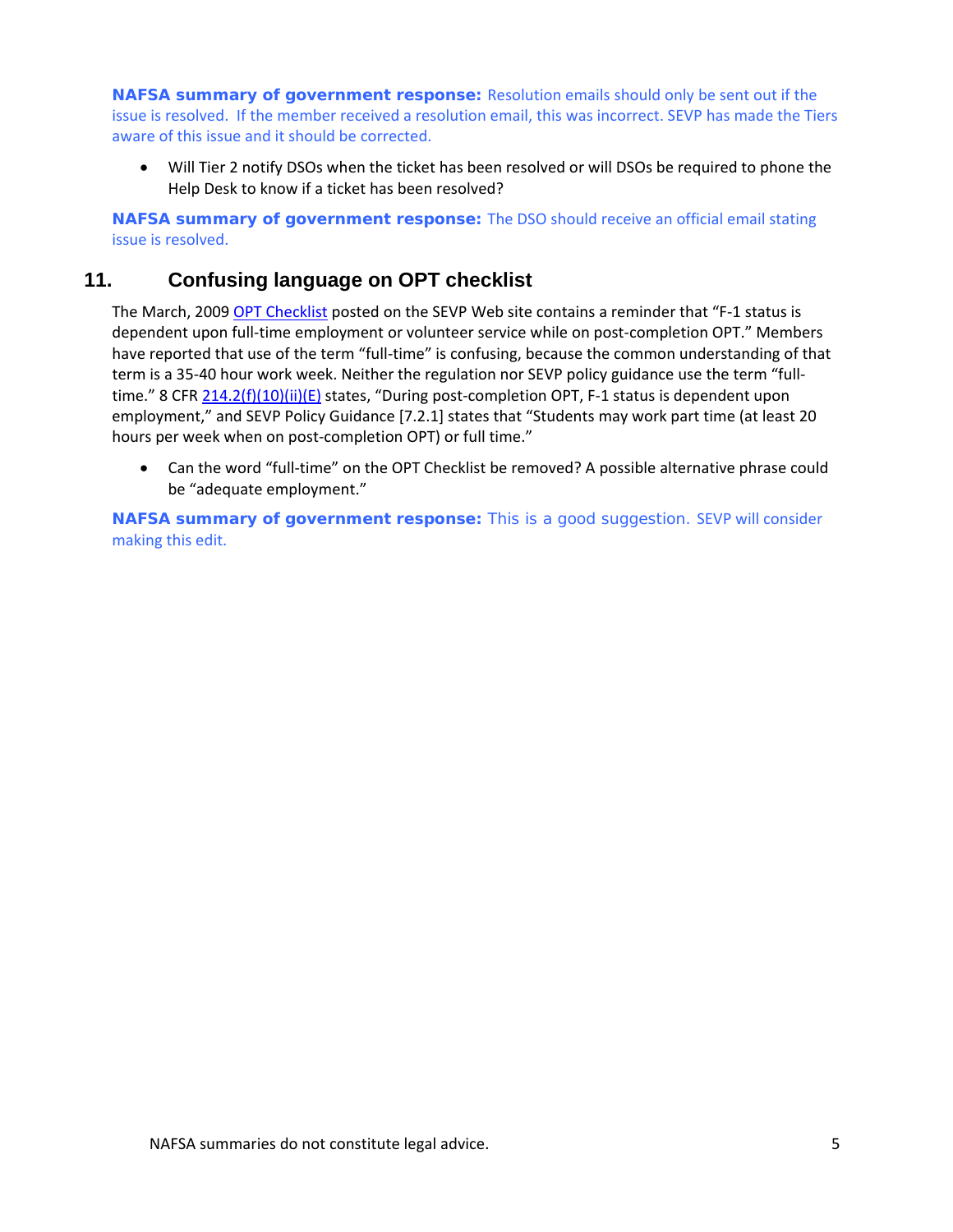**NAFSA summary of government response:** Resolution emails should only be sent out if the issue is resolved. If the member received a resolution email, this was incorrect. SEVP has made the Tiers aware of this issue and it should be corrected.

- Will Tier 2 notify DSOs when the ticket has been resolved or will DSOs be required to phone the Help Desk to know if a ticket has been resolved?

**NAFSA summary of government response:** The DSO should receive an official email stating issue is resolved.

## 11. Confusing language on OPT checklist

The March, 2009 OPT Checklist posted on the SEVP Web site contains a reminder that "F-1 status is dependent upon full-time employment or volunteer service while on post-completion OPT." Members have reported that use of the term "full-time" is confusing, because the common understanding of that term is a 35-40 hour work week. Neither the regulation nor SEVP policy guidance use the term "full-time." 8 CFR 214.2(f)(10)(ii)(E) states, "During post-completion OPT, F-1 status is dependent upon employment," and SEVP Policy Guidance [7.2.1] states that "Students may work part time (at least 20 hours per week when on post-completion OPT) or full time."

- Can the word "full-time" on the OPT Checklist be removed? A possible alternative phrase could be "adequate employment."

**NAFSA summary of government response:** This is a good suggestion. SEVP will consider making this edit.

NAFSA summaries do not constitute legal advice.